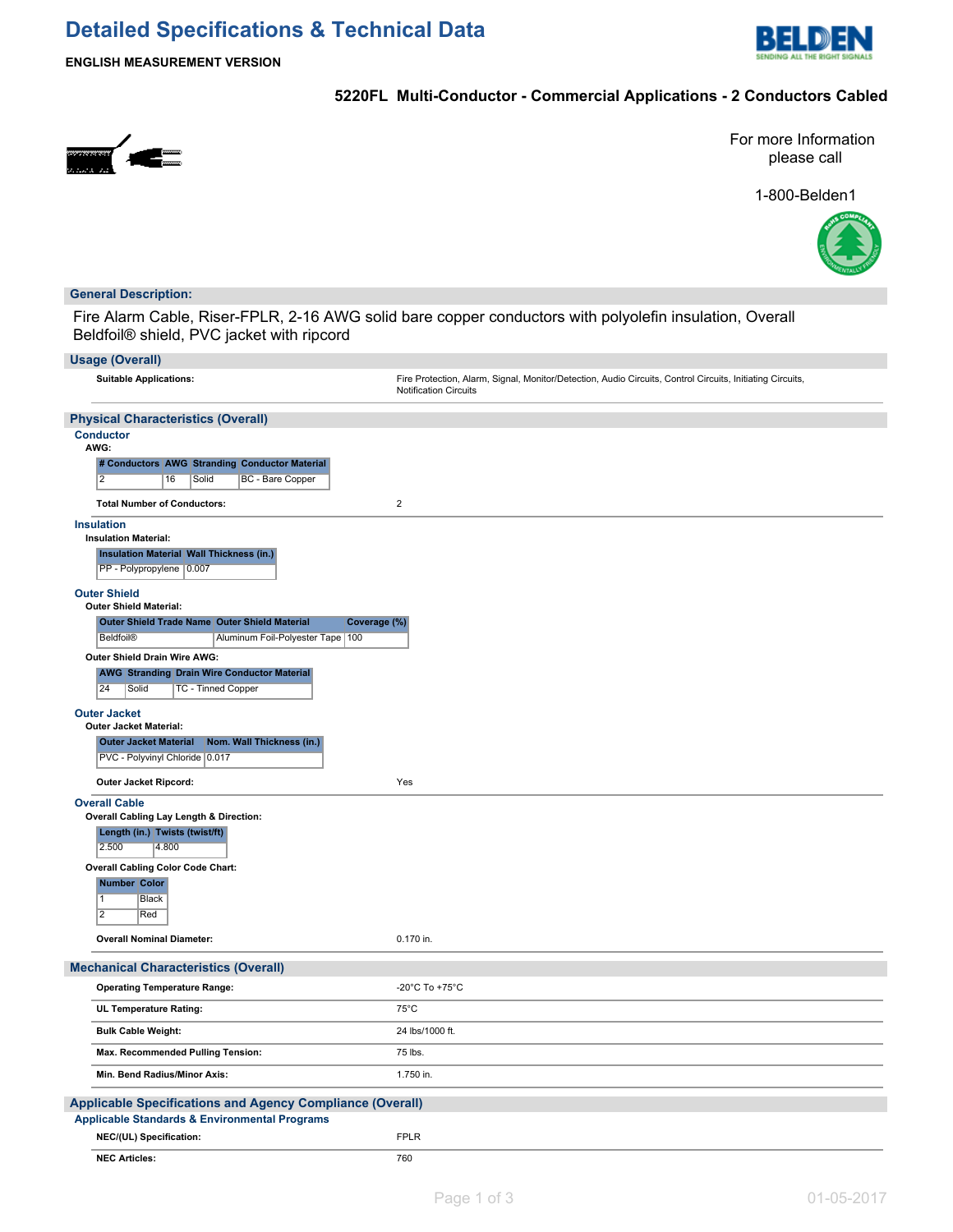# Detailed Specifications & Technical Data

**ENGLISH MEASUREMENT VERSION**

## 5220FL Multi-Conductor - Commercial Applications - 2 Conductors Cabled

For more Information please call

1-800-Belden1

### General Description:

Fire Alarm Cable, Riser-FPLR, 2-16 AWG solid bare copper conductors with polyolefin insulation, Overall Beldfoil® shield, PVC jacket with ripcord

### Usage (Overall)

**Suitable Applications:** Fire Protection, Alarm, Signal, Monitor/Detection, Audio Circuits, Control Circuits, Initiating Circuits, Notification Circuits

### Physical Characteristics (Overall)

#### Conductor

**AWG:**

| # Conductors | AWG | Stranding | Conductor Material |
|---|---|---|---|
| 2 | 16 | Solid | BC - Bare Copper |

**Total Number of Conductors:** 2

#### Insulation

**Insulation Material:**

| Insulation Material | Wall Thickness (in.) |
|---|---|
| PP - Polypropylene | 0.007 |

#### Outer Shield

**Outer Shield Material:**

| Outer Shield Trade Name | Outer Shield Material | Coverage (%) |
|---|---|---|
| Beldfoil® | Aluminum Foil-Polyester Tape | 100 |

**Outer Shield Drain Wire AWG:**

| AWG | Stranding | Drain Wire Conductor Material |
|---|---|---|
| 24 | Solid | TC - Tinned Copper |

#### Outer Jacket

**Outer Jacket Material:**

| Outer Jacket Material | Nom. Wall Thickness (in.) |
|---|---|
| PVC - Polyvinyl Chloride | 0.017 |

**Outer Jacket Ripcord:** Yes

#### Overall Cable

**Overall Cabling Lay Length & Direction:**

| Length (in.) | Twists (twist/ft) |
|---|---|
| 2.500 | 4.800 |

**Overall Cabling Color Code Chart:**

| Number | Color |
|---|---|
| 1 | Black |
| 2 | Red |

**Overall Nominal Diameter:** 0.170 in.

### Mechanical Characteristics (Overall)

| | |
|---|---|
| **Operating Temperature Range:** | -20°C To +75°C |
| **UL Temperature Rating:** | 75°C |
| **Bulk Cable Weight:** | 24 lbs/1000 ft. |
| **Max. Recommended Pulling Tension:** | 75 lbs. |
| **Min. Bend Radius/Minor Axis:** | 1.750 in. |

### Applicable Specifications and Agency Compliance (Overall)

#### Applicable Standards & Environmental Programs

| | |
|---|---|
| **NEC/(UL) Specification:** | FPLR |
| **NEC Articles:** | 760 |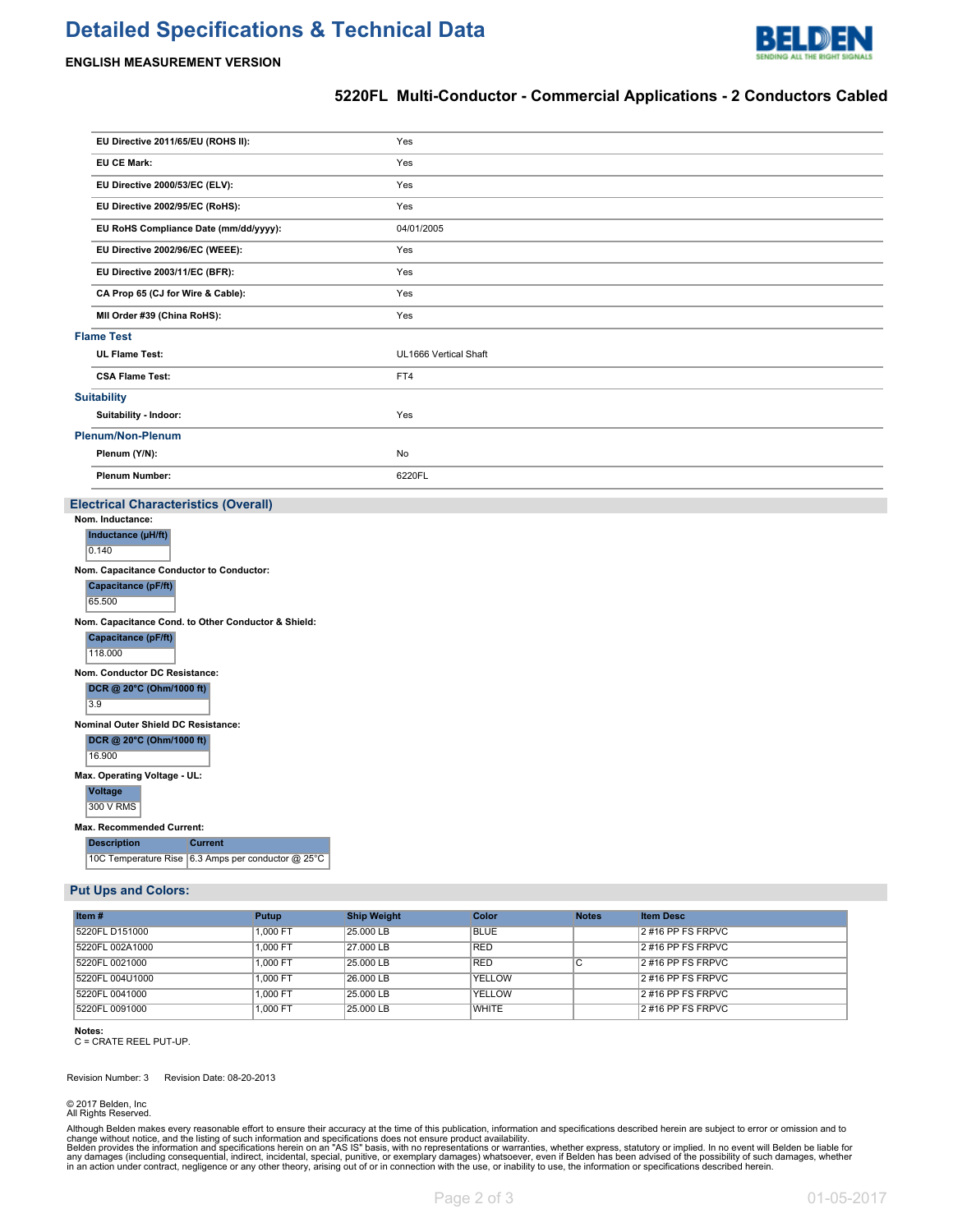# Detailed Specifications & Technical Data

**ENGLISH MEASUREMENT VERSION**

## 5220FL Multi-Conductor - Commercial Applications - 2 Conductors Cabled

| | |
|---|---|
| **EU Directive 2011/65/EU (ROHS II):** | Yes |
| **EU CE Mark:** | Yes |
| **EU Directive 2000/53/EC (ELV):** | Yes |
| **EU Directive 2002/95/EC (RoHS):** | Yes |
| **EU RoHS Compliance Date (mm/dd/yyyy):** | 04/01/2005 |
| **EU Directive 2002/96/EC (WEEE):** | Yes |
| **EU Directive 2003/11/EC (BFR):** | Yes |
| **CA Prop 65 (CJ for Wire & Cable):** | Yes |
| **MII Order #39 (China RoHS):** | Yes |

### Flame Test

| | |
|---|---|
| **UL Flame Test:** | UL1666 Vertical Shaft |
| **CSA Flame Test:** | FT4 |

### Suitability

| | |
|---|---|
| **Suitability - Indoor:** | Yes |

### Plenum/Non-Plenum

| | |
|---|---|
| **Plenum (Y/N):** | No |
| **Plenum Number:** | 6220FL |

## Electrical Characteristics (Overall)

**Nom. Inductance:**

| Inductance (µH/ft) |
|---|
| 0.140 |

**Nom. Capacitance Conductor to Conductor:**

| Capacitance (pF/ft) |
|---|
| 65.500 |

**Nom. Capacitance Cond. to Other Conductor & Shield:**

| Capacitance (pF/ft) |
|---|
| 118.000 |

**Nom. Conductor DC Resistance:**

| DCR @ 20°C (Ohm/1000 ft) |
|---|
| 3.9 |

**Nominal Outer Shield DC Resistance:**

| DCR @ 20°C (Ohm/1000 ft) |
|---|
| 16.900 |

**Max. Operating Voltage - UL:**

| Voltage |
|---|
| 300 V RMS |

**Max. Recommended Current:**

| Description | Current |
|---|---|
| 10C Temperature Rise | 6.3 Amps per conductor @ 25°C |

## Put Ups and Colors:

| Item # | Putup | Ship Weight | Color | Notes | Item Desc |
|---|---|---|---|---|---|
| 5220FL D151000 | 1,000 FT | 25.000 LB | BLUE | | 2 #16 PP FS FRPVC |
| 5220FL 002A1000 | 1,000 FT | 27.000 LB | RED | | 2 #16 PP FS FRPVC |
| 5220FL 0021000 | 1,000 FT | 25.000 LB | RED | C | 2 #16 PP FS FRPVC |
| 5220FL 004U1000 | 1,000 FT | 26.000 LB | YELLOW | | 2 #16 PP FS FRPVC |
| 5220FL 0041000 | 1,000 FT | 25.000 LB | YELLOW | | 2 #16 PP FS FRPVC |
| 5220FL 0091000 | 1,000 FT | 25.000 LB | WHITE | | 2 #16 PP FS FRPVC |

**Notes:**
C = CRATE REEL PUT-UP.

Revision Number: 3 Revision Date: 08-20-2013

© 2017 Belden, Inc
All Rights Reserved.

Although Belden makes every reasonable effort to ensure their accuracy at the time of this publication, information and specifications described herein are subject to error or omission and to change without notice, and the listing of such information and specifications does not ensure product availability.
Belden provides the information and specifications herein on an "AS IS" basis, with no representations or warranties, whether express, statutory or implied. In no event will Belden be liable for any damages (including consequential, indirect, incidental, special, punitive, or exemplary damages) whatsoever, even if Belden has been advised of the possibility of such damages, whether in an action under contract, negligence or any other theory, arising out of or in connection with the use, or inability to use, the information or specifications described herein.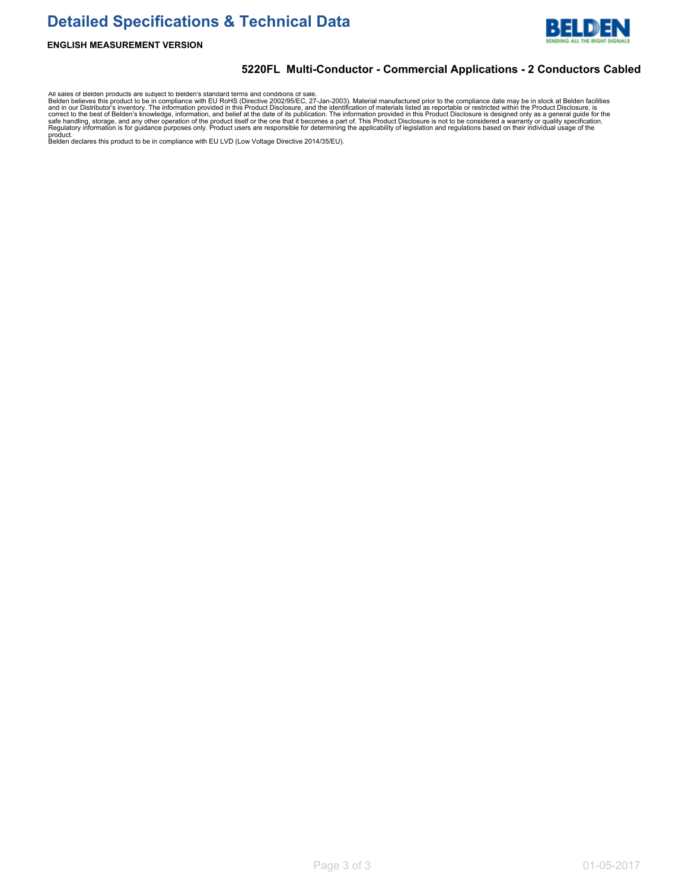All sales of Belden products are subject to Belden's standard terms and conditions of sale.
Belden believes this product to be in compliance with EU RoHS (Directive 2002/95/EC, 27-Jan-2003). Material manufactured prior to the compliance date may be in stock at Belden facilities and in our Distributor's inventory. The information provided in this Product Disclosure, and the identification of materials listed as reportable or restricted within the Product Disclosure, is correct to the best of Belden's knowledge, information, and belief at the date of its publication. The information provided in this Product Disclosure is designed only as a general guide for the safe handling, storage, and any other operation of the product itself or the one that it becomes a part of. This Product Disclosure is not to be considered a warranty or quality specification. Regulatory information is for guidance purposes only. Product users are responsible for determining the applicability of legislation and regulations based on their individual usage of the product.
Belden declares this product to be in compliance with EU LVD (Low Voltage Directive 2014/35/EU).